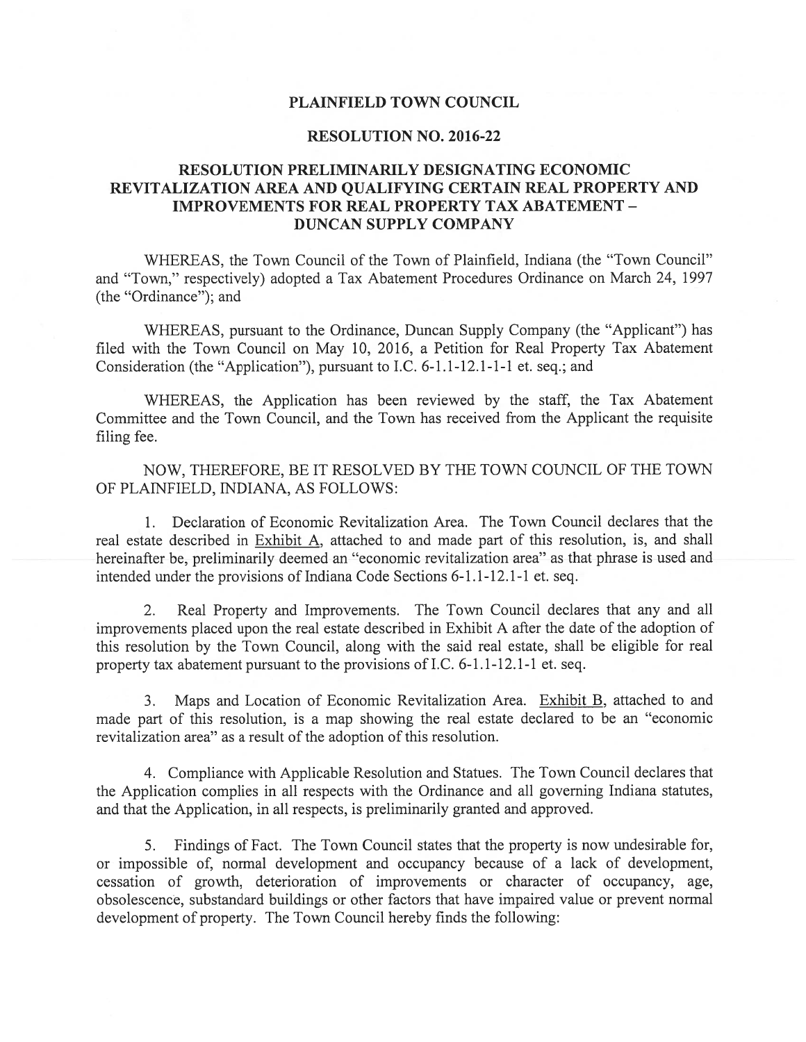# PLAINFIELD TOWN COUNCIL

## RESOLUTION NO. 2016-22

## RESOLUTION PRELIMINARILY DESIGNATING ECONOMIC REVITALIZATION AREA AND QUALIFYING CERTAIN REAL PROPERTY AND IMPROVEMENTS FOR REAL PROPERTY TAX ABATEMENT – DUNCAN SUPPLY COMPANY

WHEREAS, the Town Council of the Town of Plainfield, Indiana (the "Town Council" and "Town," respectively) adopted a Tax Abatement Procedures Ordinance on March 24, 1997 (the "Ordinance"); and

WHEREAS, pursuant to the Ordinance, Duncan Supply Company (the "Applicant") has filed with the Town Council on May 10, 2016, a Petition for Real Property Tax Abatement Consideration (the "Application"), pursuant to I.C. 6-1.1-12.1-1 et. seq.; and

WHEREAS, the Application has been reviewed by the staff, the Tax Abatement Committee and the Town Council, and the Town has received from the Applicant the requisite filing fee.

NOW, THEREFORE, BE IT RESOLVED BY THE TOWN COUNCIL OF THE TOWN OF PLAINFIELD, INDIANA, AS FOLLOWS:

1. Declaration of Economic Revitalization Area. The Town Council declares that the real estate described in Exhibit A, attached to and made part of this resolution, is, and shall hereinafter be, preliminarily deemed an "economic revitalization area" as that phrase is used and intended under the provisions of Indiana Code Sections 6-1.1-12.1-1 et. seq.

2. Real Property and Improvements. The Town Council declares that any and all improvements placed upon the real estate described in Exhibit A after the date of the adoption of this resolution by the Town Council, along with the said real estate, shall be eligible for real property tax abatement pursuant to the provisions of I.C. 6-1.1-12.1-1 et. seq.

3. Maps and Location of Economic Revitalization Area. Exhibit B, attached to and made part of this resolution, is a map showing the real estate declared to be an "economic revitalization area" as a result of the adoption of this resolution.

4. Compliance with Applicable Resolution and Statues. The Town Council declares that the Application complies in all respects with the Ordinance and all governing Indiana statutes, and that the Application, in all respects, is preliminarily granted and approved.

5. Findings of Fact. The Town Council states that the property is now undesirable for, or impossible of, normal development and occupancy because of a lack of development, cessation of growth, deterioration of improvements or character of occupancy, age, obsolescence, substandard buildings or other factors that have impaired value or prevent normal development of property. The Town Council hereby finds the following: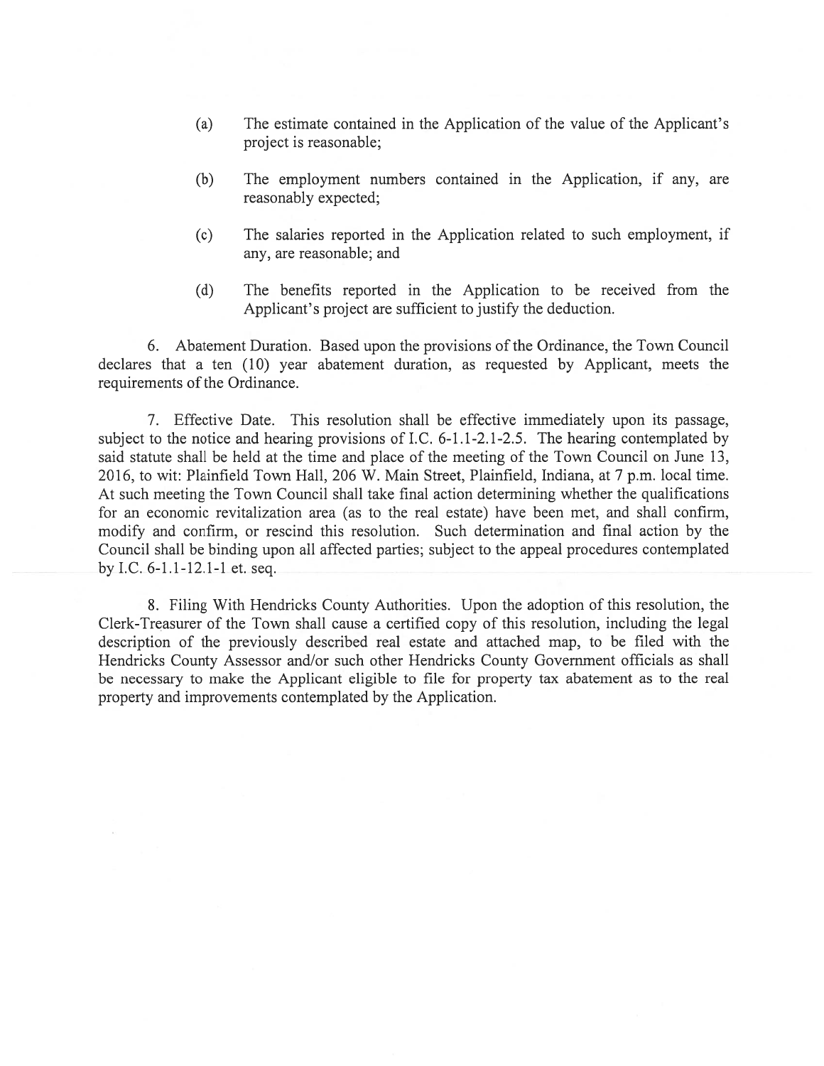(a) The estimate contained in the Application of the value of the Applicant's project is reasonable;

(b) The employment numbers contained in the Application, if any, are reasonably expected;

(c) The salaries reported in the Application related to such employment, if any, are reasonable; and

(d) The benefits reported in the Application to be received from the Applicant's project are sufficient to justify the deduction.

6. Abatement Duration. Based upon the provisions of the Ordinance, the Town Council declares that a ten (10) year abatement duration, as requested by Applicant, meets the requirements of the Ordinance.

7. Effective Date. This resolution shall be effective immediately upon its passage, subject to the notice and hearing provisions of I.C. 6-1.1-2.1-2.5. The hearing contemplated by said statute shall be held at the time and place of the meeting of the Town Council on June 13, 2016, to wit: Plainfield Town Hall, 206 W. Main Street, Plainfield, Indiana, at 7 p.m. local time. At such meeting the Town Council shall take final action determining whether the qualifications for an economic revitalization area (as to the real estate) have been met, and shall confirm, modify and confirm, or rescind this resolution. Such determination and final action by the Council shall be binding upon all affected parties; subject to the appeal procedures contemplated by I.C. 6-1.1-12.1-1 et. seq.

8. Filing With Hendricks County Authorities. Upon the adoption of this resolution, the Clerk-Treasurer of the Town shall cause a certified copy of this resolution, including the legal description of the previously described real estate and attached map, to be filed with the Hendricks County Assessor and/or such other Hendricks County Government officials as shall be necessary to make the Applicant eligible to file for property tax abatement as to the real property and improvements contemplated by the Application.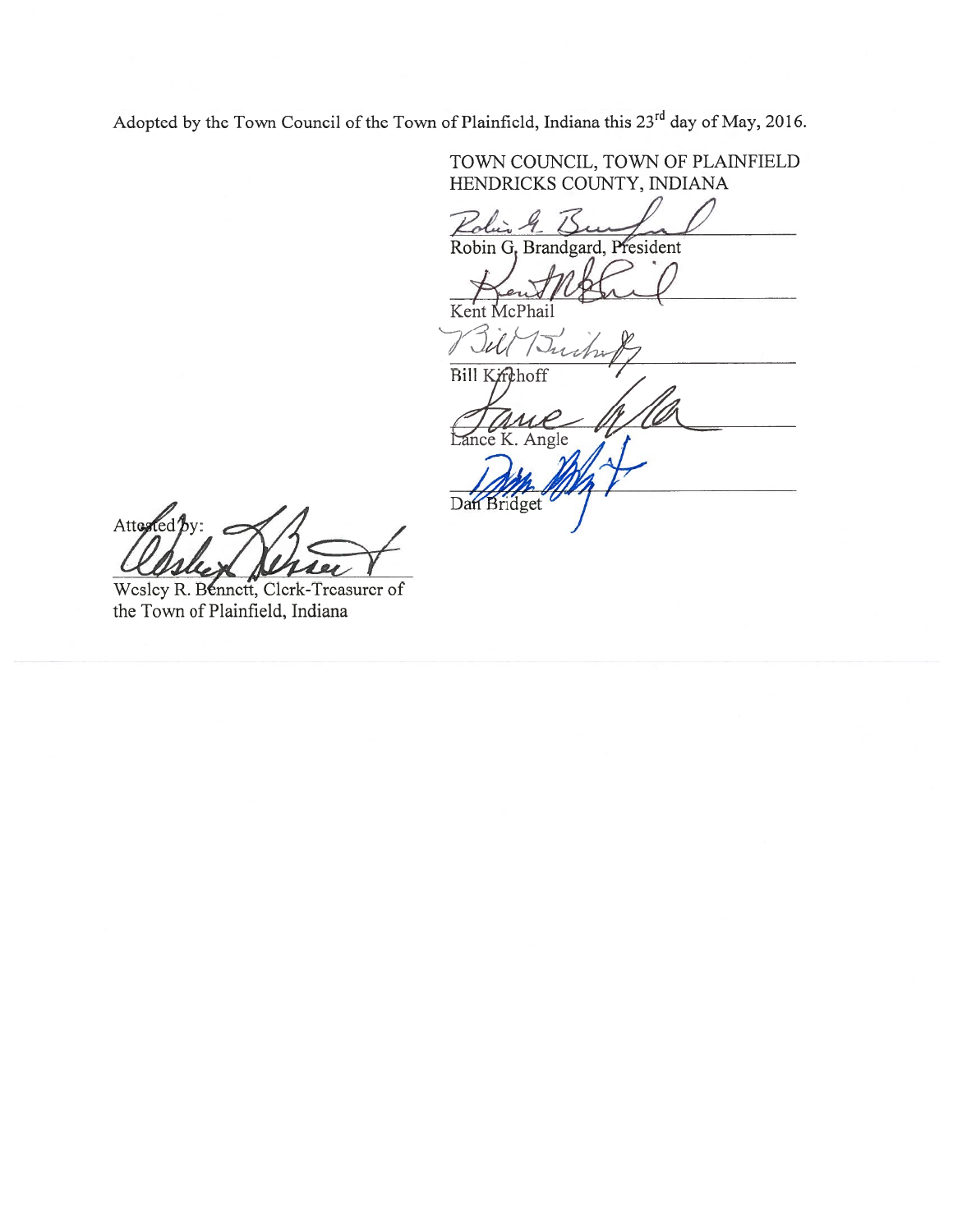Adopted by the Town Council of the Town of Plainfield, Indiana this 23rd day of May, 2016.

TOWN COUNCIL, TOWN OF PLAINFIELD
HENDRICKS COUNTY, INDIANA

Robin G. Brandgard, President

Kent McPhail

Bill Kirchoff

Lance K. Angle

Dan Bridget

Attested by:

Wesley R. Bennett, Clerk-Treasurer of the Town of Plainfield, Indiana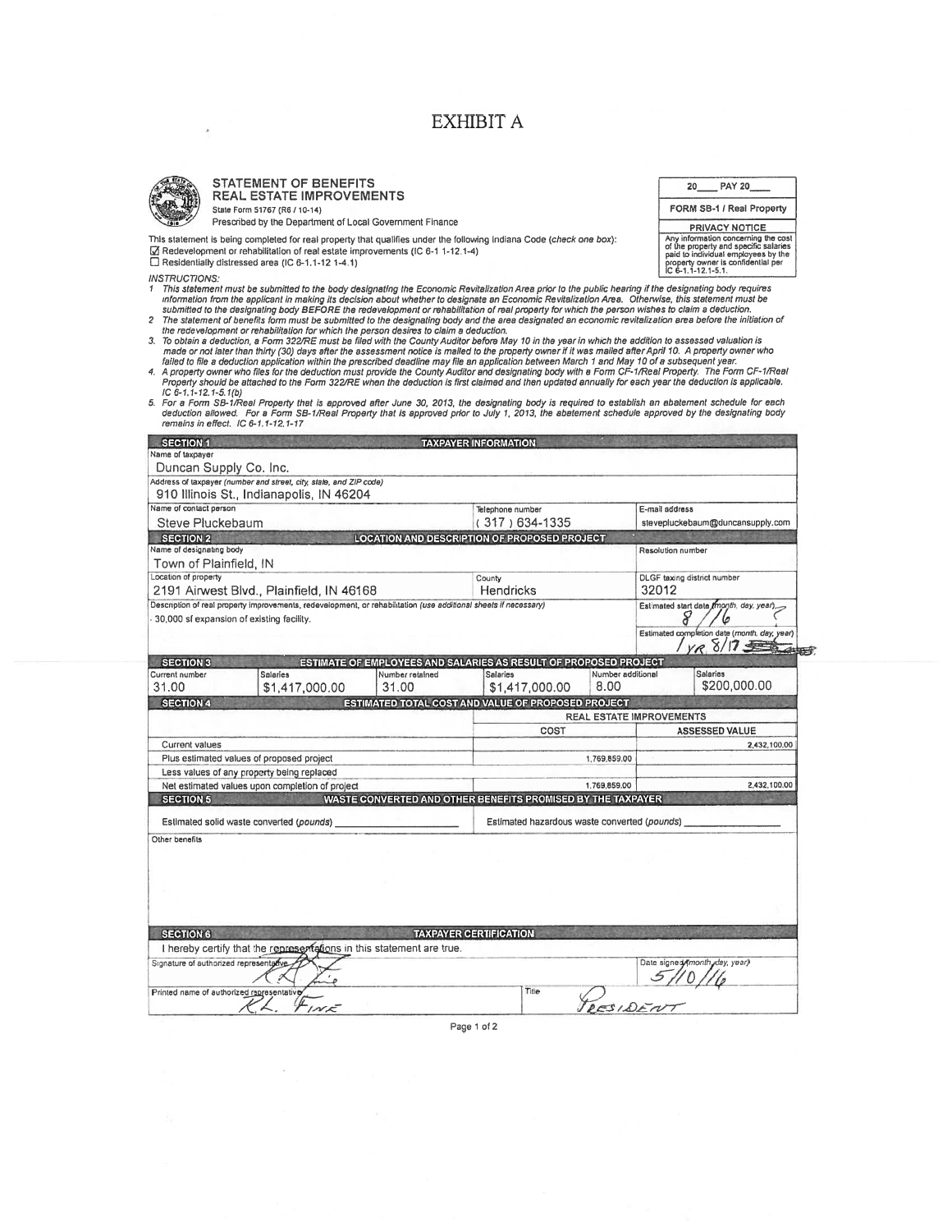# EXHIBIT A

**STATEMENT OF BENEFITS**
**REAL ESTATE IMPROVEMENTS**
State Form 51767 (R6 / 10-14)
Prescribed by the Department of Local Government Finance

| 20\_\_\_\_ PAY 20\_\_\_\_ |
|---|
| FORM SB-1 / Real Property |
| **PRIVACY NOTICE** |
| Any information concerning the cost of the property and specific salaries paid to individual employees by the property owner is confidential per IC 6-1.1-12.1-5.1. |

This statement is being completed for real property that qualifies under the following Indiana Code (*check one box*):
☑ Redevelopment or rehabilitation of real estate improvements (IC 6-1.1-12.1-4)
☐ Residentially distressed area (IC 6-1.1-12.1-4.1)

*INSTRUCTIONS:*

1. *This statement must be submitted to the body designating the Economic Revitalization Area prior to the public hearing if the designating body requires information from the applicant in making its decision about whether to designate an Economic Revitalization Area. Otherwise, this statement must be submitted to the designating body BEFORE the redevelopment or rehabilitation of real property for which the person wishes to claim a deduction.*
2. *The statement of benefits form must be submitted to the designating body and the area designated an economic revitalization area before the initiation of the redevelopment or rehabilitation for which the person desires to claim a deduction.*
3. *To obtain a deduction, a Form 322/RE must be filed with the County Auditor before May 10 in the year in which the addition to assessed valuation is made or not later than thirty (30) days after the assessment notice is mailed to the property owner if it was mailed after April 10. A property owner who failed to file a deduction application within the prescribed deadline may file an application between March 1 and May 10 of a subsequent year.*
4. *A property owner who files for the deduction must provide the County Auditor and designating body with a Form CF-1/Real Property. The Form CF-1/Real Property should be attached to the Form 322/RE when the deduction is first claimed and then updated annually for each year the deduction is applicable. IC 6-1.1-12.1-5.1(b)*
5. *For a Form SB-1/Real Property that is approved after June 30, 2013, the designating body is required to establish an abatement schedule for each deduction allowed. For a Form SB-1/Real Property that is approved prior to July 1, 2013, the abatement schedule approved by the designating body remains in effect. IC 6-1.1-12.1-17*

## SECTION 1 — TAXPAYER INFORMATION

| Name of taxpayer | | |
|---|---|---|
| Duncan Supply Co. Inc. | | |
| **Address of taxpayer** (*number and street, city, state, and ZIP code*) | | |
| 910 Illinois St., Indianapolis, IN 46204 | | |
| **Name of contact person** | **Telephone number** | **E-mail address** |
| Steve Pluckebaum | (317) 634-1335 | stevepluckebaum@duncansupply.com |

## SECTION 2 — LOCATION AND DESCRIPTION OF PROPOSED PROJECT

| Name of designating body | | Resolution number |
|---|---|---|
| Town of Plainfield, IN | | |
| **Location of property** | **County** | **DLGF taxing district number** |
| 2191 Airwest Blvd., Plainfield, IN 46168 | Hendricks | 32012 |
| **Description of real property improvements, redevelopment, or rehabilitation** (*use additional sheets if necessary*) | | **Estimated start date** (*month, day, year*) |
| - 30,000 sf expansion of existing facility. | | 8/1/16 |
| | | **Estimated completion date** (*month, day, year*) |
| | | 1 YR 8/17 |

## SECTION 3 — ESTIMATE OF EMPLOYEES AND SALARIES AS RESULT OF PROPOSED PROJECT

| Current number | Salaries | Number retained | Salaries | Number additional | Salaries |
|---|---|---|---|---|---|
| 31.00 | $1,417,000.00 | 31.00 | $1,417,000.00 | 8.00 | $200,000.00 |

## SECTION 4 — ESTIMATED TOTAL COST AND VALUE OF PROPOSED PROJECT

| | REAL ESTATE IMPROVEMENTS | |
|---|---|---|
| | COST | ASSESSED VALUE |
| Current values | | 2,432,100.00 |
| Plus estimated values of proposed project | 1,769,859.00 | |
| Less values of any property being replaced | | |
| Net estimated values upon completion of project | 1,769,859.00 | 2,432,100.00 |

## SECTION 5 — WASTE CONVERTED AND OTHER BENEFITS PROMISED BY THE TAXPAYER

Estimated solid waste converted (*pounds*) \_\_\_\_\_\_\_\_\_\_ Estimated hazardous waste converted (*pounds*) \_\_\_\_\_\_\_\_\_\_

Other benefits

## SECTION 6 — TAXPAYER CERTIFICATION

I hereby certify that the representations in this statement are true.

| Signature of authorized representative | | Date signed (*month, day, year*) |
|---|---|---|
| [signature] | | 5/10/16 |
| **Printed name of authorized representative** | **Title** | |
| R.L. Fink | President | |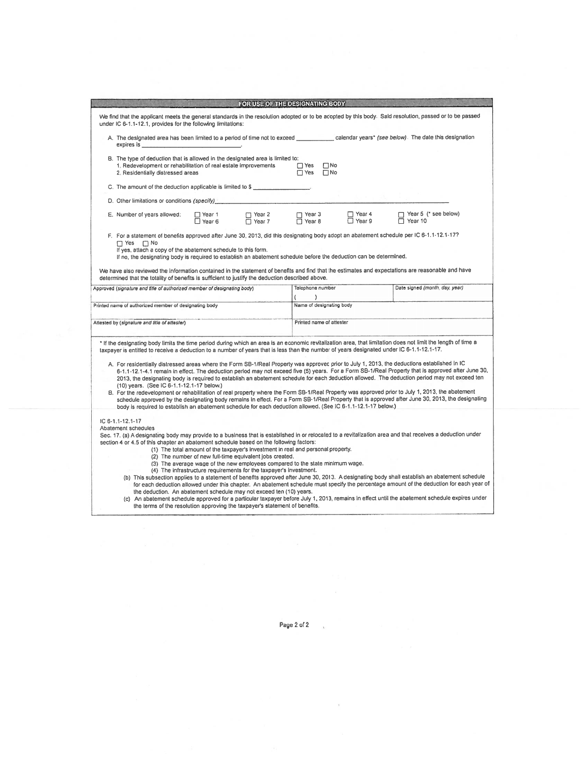## FOR USE OF THE DESIGNATING BODY

We find that the applicant meets the general standards in the resolution adopted or to be acopted by this body. Said resolution, passed or to be passed under IC 6-1.1-12.1, provides for the following limitations:

A. The designated area has been limited to a period of time not to exceed ____________ calendar years* *(see below)*. The date this designation expires is ______________________________.

B. The type of deduction that is allowed in the designated area is limited to:
   1. Redevelopment or rehabilitation of real estate improvements ☐ Yes ☐ No
   2. Residentially distressed areas ☐ Yes ☐ No

C. The amount of the deduction applicable is limited to $ ________________.

D. Other limitations or conditions *(specify)*________________________________________________________________

E. Number of years allowed: ☐ Year 1 ☐ Year 2 ☐ Year 3 ☐ Year 4 ☐ Year 5 (* see below) ☐ Year 6 ☐ Year 7 ☐ Year 8 ☐ Year 9 ☐ Year 10

F. For a statement of benefits approved after June 30, 2013, did this designating body adopt an abatement schedule per IC 6-1.1-12.1-17?
   ☐ Yes ☐ No
   If yes, attach a copy of the abatement schedule to this form.
   If no, the designating body is required to establish an abatement schedule before the deduction can be determined.

We have also reviewed the information contained in the statement of benefits and find that the estimates and expectations are reasonable and have determined that the totality of benefits is sufficient to justify the deduction described above.

| Approved *(signature and title of authorized member of designating body)* | Telephone number<br>(    ) | Date signed *(month, day, year)* |
|---|---|---|
| Printed name of authorized member of designating body | Name of designating body | |
| Attested by *(signature and title of attester)* | Printed name of attester | |

\* If the designating body limits the time period during which an area is an economic revitalization area, that limitation does not limit the length of time a taxpayer is entitled to receive a deduction to a number of years that is less than the number of years designated under IC 6-1.1-12.1-17.

A. For residentially distressed areas where the Form SB-1/Real Property was approved prior to July 1, 2013, the deductions established in IC 6-1.1-12.1-4.1 remain in effect. The deduction period may not exceed five (5) years. For a Form SB-1/Real Property that is approved after June 30, 2013, the designating body is required to establish an abatement schedule for each deduction allowed. The deduction period may not exceed ten (10) years. (See IC 6-1.1-12.1-17 below.)

B. For the redevelopment or rehabilitation of real property where the Form SB-1/Real Property was approved prior to July 1, 2013, the abatement schedule approved by the designating body remains in effect. For a Form SB-1/Real Property that is approved after June 30, 2013, the designating body is required to establish an abatement schedule for each deduction allowed. (See IC 6-1.1-12.1-17 below.)

IC 6-1.1-12.1-17
Abatement schedules
Sec. 17. (a) A designating body may provide to a business that is established in or relocated to a revitalization area and that receives a deduction under section 4 or 4.5 of this chapter an abatement schedule based on the following factors:
   (1) The total amount of the taxpayer's investment in real and personal property.
   (2) The number of new full-time equivalent jobs created.
   (3) The average wage of the new employees compared to the state minimum wage.
   (4) The infrastructure requirements for the taxpayer's investment.

(b) This subsection applies to a statement of benefits approved after June 30, 2013. A designating body shall establish an abatement schedule for each deduction allowed under this chapter. An abatement schedule must specify the percentage amount of the deduction for each year of the deduction. An abatement schedule may not exceed ten (10) years.

(c) An abatement schedule approved for a particular taxpayer before July 1, 2013, remains in effect until the abatement schedule expires under the terms of the resolution approving the taxpayer's statement of benefits.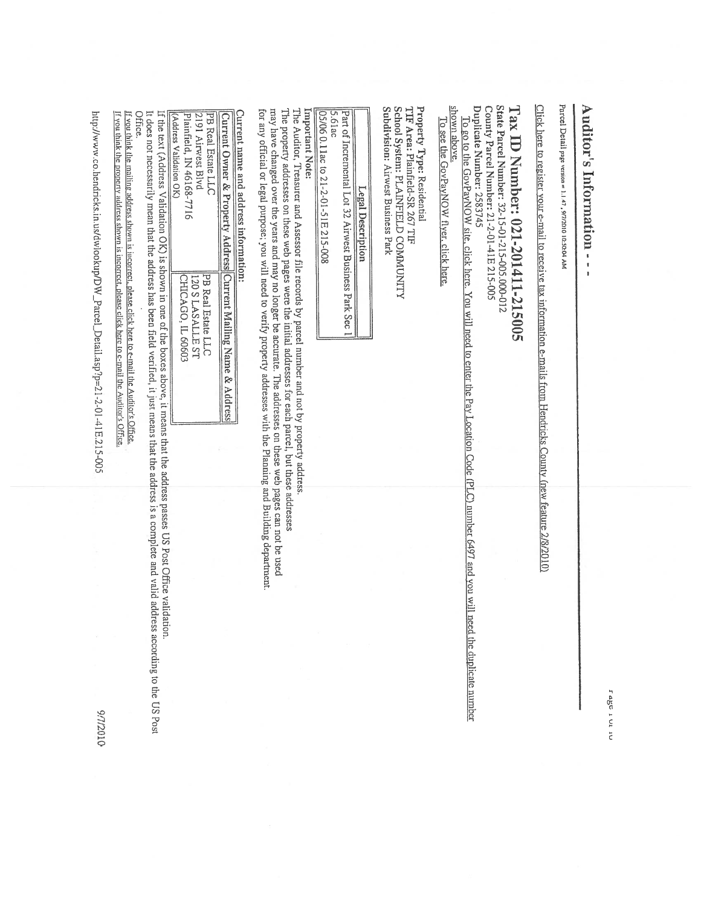# Auditor's Information - - -

Parcel Detail page version = 1.1.47, 9/7/2010 10:50:04 AM

Click here to register your e-mail to receive tax information e-mails from Hendricks County (new feature 2/8/2010)

## Tax ID Number: 021-201411-215005

**State Parcel Number:** 32-15-01-215-005.000-012
**County Parcel Number:** 21-2-01-41E 215-005
**Duplicate Number:** 2583745

To go to the GovPayNOW site, click here. You will need to enter the Pay Location Code (PLC) number 6497 and you will need the duplicate number shown above.

To see the GovPayNOW flyer, click here.

**Property Type:** Residential
**TIF Area:** Plainfield-SR 267 TIF
**School System:** PLAINFIELD COMMUNITY
**Subdivision:** Airwest Business Park

| Legal Description |
|---|
| Part of Incremental Lot 32 Airwest Business Park Sec 1 |
| 5.61ac |
| 05/06 0.11ac to 21-2-01-51E 215-008 |

**Important Note:**
The Auditor, Treasurer and Assessor file records by parcel number and not by property address.
The property addresses on these web pages were the initial addresses for each parcel, but these addresses may have changed over the years and may no longer be accurate. The addresses on these web pages can not be used for any official or legal purpose; you will need to verify property addresses with the Planning and Building department.

Current name and address information:

| Current Owner & Property Address | Current Mailing Name & Address |
|---|---|
| PB Real Estate LLC<br>2191 Airwest Blvd<br>Plainfield, IN 46168-7716<br>(Address Validation OK) | PB Real Estate LLC<br>120 S LASALLE ST<br>CHICAGO, IL 60603 |

If the text (Address Validation OK) is shown in one of the boxes above, it means that the address passes US Post Office validation. It does not necessarily mean that the address has been field verified, it just means that the address is a complete and valid address according to the US Post Office.

If you think the mailing address shown is incorrect, please click here to e-mail the Auditor's Office.
If you think the property address shown is incorrect, please click here to e-mail the Auditor's Office.

http://www.co.hendricks.in.us/dwlookup/DW_Parcel_Detail.asp?p=21-2-01-41E 215-005 9/7/2010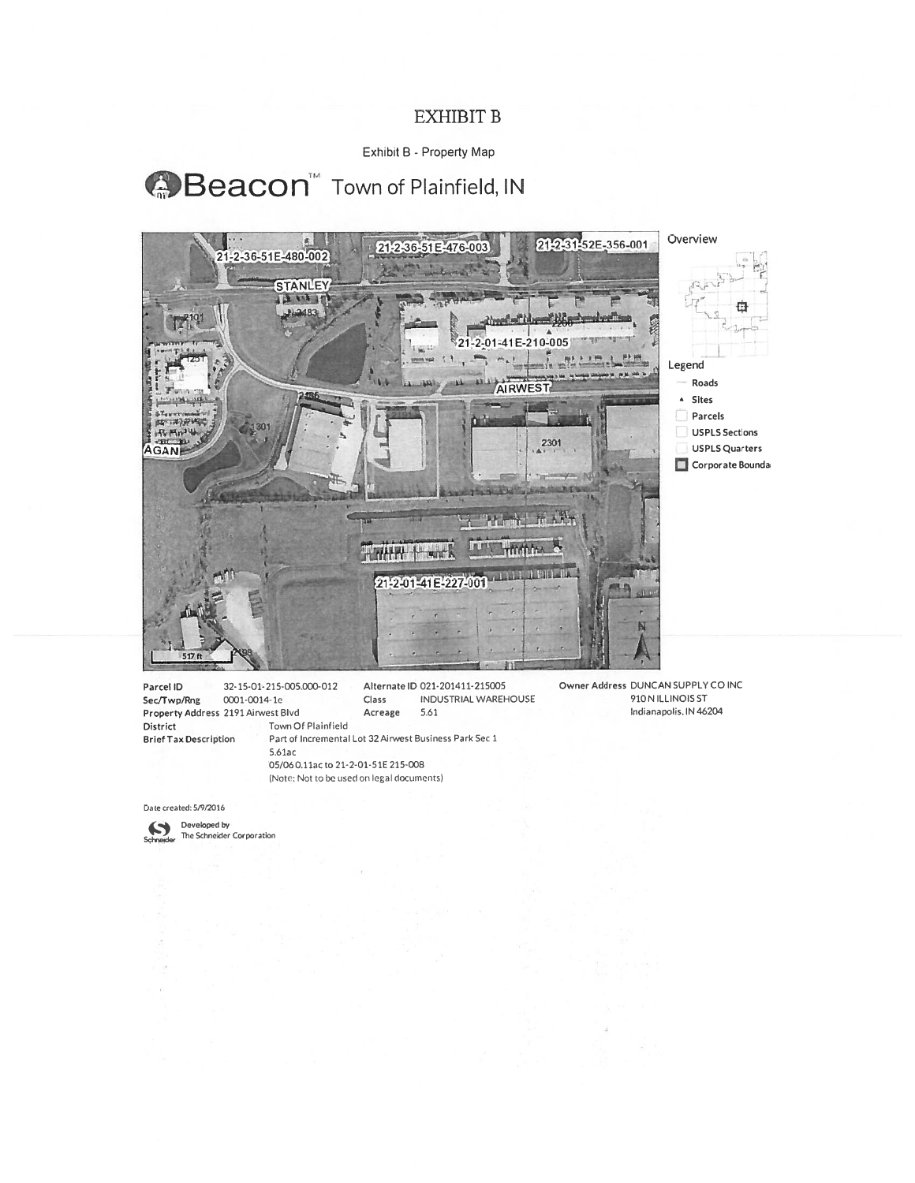# EXHIBIT B

Exhibit B - Property Map

## Beacon™ Town of Plainfield, IN

21-2-36-51E-480-002
21-2-36-51E-476-003
21-2-31-52E-356-001
STANLEY
2101
2183
2200
21-2-01-41E-210-005
1251
AIRWEST
2195
1301
AGAN
2301
21-2-01-41E-227-001
517 ft
2198

Overview

Legend

- Roads
- Sites
- Parcels
- USPLS Sections
- USPLS Quarters
- Corporate Bounda

| | | | | | |
|---|---|---|---|---|---|
| **Parcel ID** | 32-15-01-215-005.000-012 | **Alternate ID** | 021-201411-215005 | **Owner Address** | DUNCAN SUPPLY CO INC |
| **Sec/Twp/Rng** | 0001-0014-1e | **Class** | INDUSTRIAL WAREHOUSE | | 910 N ILLINOIS ST |
| **Property Address** | 2191 Airwest Blvd | **Acreage** | 5.61 | | Indianapolis, IN 46204 |
| **District** | Town Of Plainfield | | | | |
| **Brief Tax Description** | Part of Incremental Lot 32 Airwest Business Park Sec 1 5.61ac 05/06 0.11ac to 21-2-01-51E 215-008 (Note: Not to be used on legal documents) | | | | |

Date created: 5/9/2016

Developed by The Schneider Corporation